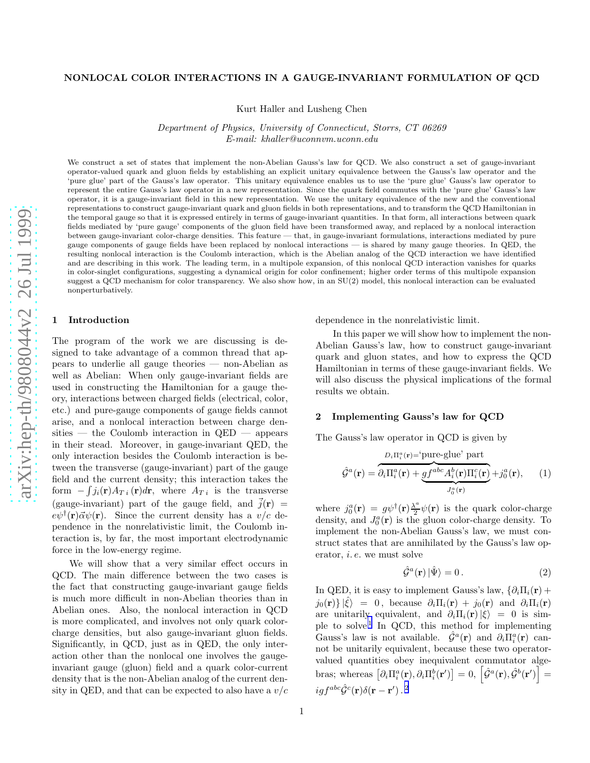# NONLOCAL COLOR INTERACTIONS IN A GAUGE-INVARIANT FORMULATION OF QCD

Kurt Haller and Lusheng Chen

*Department of Physics, University of Connecticut, Storrs, CT 06269*
*E-mail: khaller@uconnvm.uconn.edu*

We construct a set of states that implement the non-Abelian Gauss's law for QCD. We also construct a set of gauge-invariant operator-valued quark and gluon fields by establishing an explicit unitary equivalence between the Gauss's law operator and the 'pure glue' part of the Gauss's law operator. This unitary equivalence enables us to use the 'pure glue' Gauss's law operator to represent the entire Gauss's law operator in a new representation. Since the quark field commutes with the 'pure glue' Gauss's law operator, it is a gauge-invariant field in this new representation. We use the unitary equivalence of the new and the conventional representations to construct gauge-invariant quark and gluon fields in both representations, and to transform the QCD Hamiltonian in the temporal gauge so that it is expressed entirely in terms of gauge-invariant quantities. In that form, all interactions between quark fields mediated by 'pure gauge' components of the gluon field have been transformed away, and replaced by a nonlocal interaction between gauge-invariant color-charge densities. This feature — that, in gauge-invariant formulations, interactions mediated by pure gauge components of gauge fields have been replaced by nonlocal interactions — is shared by many gauge theories. In QED, the resulting nonlocal interaction is the Coulomb interaction, which is the Abelian analog of the QCD interaction we have identified and are describing in this work. The leading term, in a multipole expansion, of this nonlocal QCD interaction vanishes for quarks in color-singlet configurations, suggesting a dynamical origin for color confinement; higher order terms of this multipole expansion suggest a QCD mechanism for color transparency. We also show how, in an SU(2) model, this nonlocal interaction can be evaluated nonperturbatively.

## 1 Introduction

The program of the work we are discussing is designed to take advantage of a common thread that appears to underlie all gauge theories — non-Abelian as well as Abelian: When only gauge-invariant fields are used in constructing the Hamiltonian for a gauge theory, interactions between charged fields (electrical, color, etc.) and pure-gauge components of gauge fields cannot arise, and a nonlocal interaction between charge densities — the Coulomb interaction in QED — appears in their stead. Moreover, in gauge-invariant QED, the only interaction besides the Coulomb interaction is between the transverse (gauge-invariant) part of the gauge field and the current density; this interaction takes the form $-\int j_i(\mathbf{r})A_{T\,i}(\mathbf{r})d\mathbf{r}$, where $A_{T\,i}$ is the transverse (gauge-invariant) part of the gauge field, and $\vec{j}(\mathbf{r}) = e\psi^\dagger(\mathbf{r})\vec{\alpha}\psi(\mathbf{r})$. Since the current density has a $v/c$ dependence in the nonrelativistic limit, the Coulomb interaction is, by far, the most important electrodynamic force in the low-energy regime.

We will show that a very similar effect occurs in QCD. The main difference between the two cases is the fact that constructing gauge-invariant gauge fields is much more difficult in non-Abelian theories than in Abelian ones. Also, the nonlocal interaction in QCD is more complicated, and involves not only quark color-charge densities, but also gauge-invariant gluon fields. Significantly, in QCD, just as in QED, the only interaction other than the nonlocal one involves the gauge-invariant gauge (gluon) field and a quark color-current density that is the non-Abelian analog of the current density in QED, and that can be expected to also have a $v/c$ dependence in the nonrelativistic limit.

In this paper we will show how to implement the non-Abelian Gauss's law, how to construct gauge-invariant quark and gluon states, and how to express the QCD Hamiltonian in terms of these gauge-invariant fields. We will also discuss the physical implications of the formal results we obtain.

## 2 Implementing Gauss's law for QCD

The Gauss's law operator in QCD is given by

$$\hat{\mathcal{G}}^a(\mathbf{r}) = \overbrace{\partial_i\Pi_i^a(\mathbf{r}) + \underbrace{gf^{abc}A_i^b(\mathbf{r})\Pi_i^c(\mathbf{r})}_{J_0^a(\mathbf{r})}}^{D_i\Pi_i^a(\mathbf{r})=\text{'pure-glue' part}} + j_0^a(\mathbf{r}), \tag{1}$$

where $j_0^a(\mathbf{r}) = g\psi^\dagger(\mathbf{r})\frac{\lambda^a}{2}\psi(\mathbf{r})$ is the quark color-charge density, and $J_0^a(\mathbf{r})$ is the gluon color-charge density. To implement the non-Abelian Gauss's law, we must construct states that are annihilated by the Gauss's law operator, *i.e.* we must solve

$$\hat{\mathcal{G}}^a(\mathbf{r})\,|\hat{\Psi}\rangle = 0\,. \tag{2}$$

In QED, it is easy to implement Gauss's law, $\{\partial_i\Pi_i(\mathbf{r}) + j_0(\mathbf{r})\}\,|\hat{\xi}\rangle = 0$, because $\partial_i\Pi_i(\mathbf{r}) + j_0(\mathbf{r})$ and $\partial_i\Pi_i(\mathbf{r})$ are unitarily equivalent, and $\partial_i\Pi_i(\mathbf{r})\,|\xi\rangle = 0$ is simple to solve.[1] In QCD, this method for implementing Gauss's law is not available. $\hat{\mathcal{G}}^a(\mathbf{r})$ and $\partial_i\Pi_i^a(\mathbf{r})$ cannot be unitarily equivalent, because these two operator-valued quantities obey inequivalent commutator algebras; whereas $\left[\partial_i\Pi_i^a(\mathbf{r}), \partial_i\Pi_i^b(\mathbf{r}')\right] = 0$, $\left[\hat{\mathcal{G}}^a(\mathbf{r}), \hat{\mathcal{G}}^b(\mathbf{r}')\right] = igf^{abc}\hat{\mathcal{G}}^c(\mathbf{r})\delta(\mathbf{r}-\mathbf{r}')$.[2]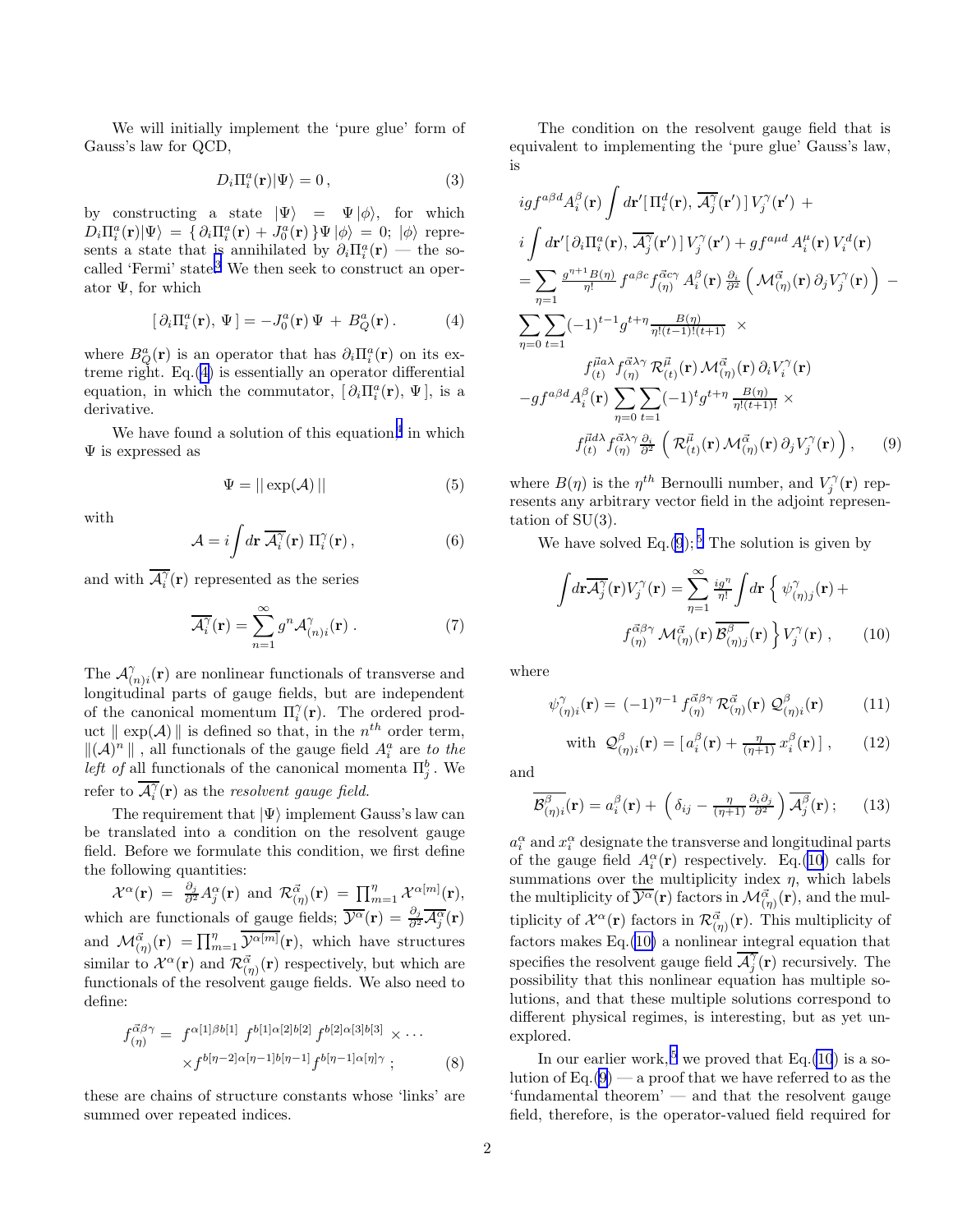We will initially implement the 'pure glue' form of Gauss's law for QCD,

$$D_i\Pi_i^a(\mathbf{r})|\Psi\rangle = 0\,, \tag{3}$$

by constructing a state $|\Psi\rangle = \Psi|\phi\rangle$, for which $D_i\Pi_i^a(\mathbf{r})|\Psi\rangle = \{\,\partial_i\Pi_i^a(\mathbf{r}) + J_0^a(\mathbf{r})\,\}\Psi\,|\phi\rangle = 0$; $|\phi\rangle$ represents a state that is annihilated by $\partial_i\Pi_i^a(\mathbf{r})$ — the so-called 'Fermi' state.[3] We then seek to construct an operator $\Psi$, for which

$$[\,\partial_i\Pi_i^a(\mathbf{r}),\,\Psi\,] = -J_0^a(\mathbf{r})\,\Psi\, +\, B_Q^a(\mathbf{r})\,. \tag{4}$$

where $B_Q^a(\mathbf{r})$ is an operator that has $\partial_i\Pi_i^a(\mathbf{r})$ on its extreme right. Eq.(4) is essentially an operator differential equation, in which the commutator, $[\,\partial_i\Pi_i^a(\mathbf{r}),\,\Psi\,]$, is a derivative.

We have found a solution of this equation[4] in which $\Psi$ is expressed as

$$\Psi = ||\exp(\mathcal{A})\,|| \tag{5}$$

with

$$\mathcal{A} = i\int d\mathbf{r}\;\overline{\mathcal{A}_i^\gamma}(\mathbf{r})\;\Pi_i^\gamma(\mathbf{r})\,, \tag{6}$$

and with $\overline{\mathcal{A}_i^\gamma}(\mathbf{r})$ represented as the series

$$\overline{\mathcal{A}_i^\gamma}(\mathbf{r}) = \sum_{n=1}^{\infty} g^n\mathcal{A}_{(n)i}^\gamma(\mathbf{r})\,. \tag{7}$$

The $\mathcal{A}_{(n)i}^\gamma(\mathbf{r})$ are nonlinear functionals of transverse and longitudinal parts of gauge fields, but are independent of the canonical momentum $\Pi_i^\gamma(\mathbf{r})$. The ordered product $\|\exp(\mathcal{A})\|$ is defined so that, in the $n^{th}$ order term, $\|(\mathcal{A})^n\|$, all functionals of the gauge field $A_i^a$ are *to the left of* all functionals of the canonical momenta $\Pi_j^b$. We refer to $\overline{\mathcal{A}_i^\gamma}(\mathbf{r})$ as the *resolvent gauge field.*

The requirement that $|\Psi\rangle$ implement Gauss's law can be translated into a condition on the resolvent gauge field. Before we formulate this condition, we first define the following quantities:

$\mathcal{X}^\alpha(\mathbf{r}) = \frac{\partial_j}{\partial^2}A_j^\alpha(\mathbf{r})$ and $\mathcal{R}_{(\eta)}^{\vec{\alpha}}(\mathbf{r}) = \prod_{m=1}^{\eta}\mathcal{X}^{\alpha[m]}(\mathbf{r})$, which are functionals of gauge fields; $\overline{\mathcal{Y}^\alpha}(\mathbf{r}) = \frac{\partial_j}{\partial^2}\overline{\mathcal{A}_j^\alpha}(\mathbf{r})$ and $\mathcal{M}_{(\eta)}^{\vec{\alpha}}(\mathbf{r}) = \prod_{m=1}^{\eta}\overline{\mathcal{Y}^{\alpha[m]}}(\mathbf{r})$, which have structures similar to $\mathcal{X}^\alpha(\mathbf{r})$ and $\mathcal{R}_{(\eta)}^{\vec{\alpha}}(\mathbf{r})$ respectively, but which are functionals of the resolvent gauge fields. We also need to define:

$$f_{(\eta)}^{\vec{\alpha}\beta\gamma} = f^{\alpha[1]\beta b[1]}\,f^{b[1]\alpha[2]b[2]}\,f^{b[2]\alpha[3]b[3]}\times\cdots$$
$$\times f^{b[\eta-2]\alpha[\eta-1]b[\eta-1]}\,f^{b[\eta-1]\alpha[\eta]\gamma}\,; \tag{8}$$

these are chains of structure constants whose 'links' are summed over repeated indices.

The condition on the resolvent gauge field that is equivalent to implementing the 'pure glue' Gauss's law, is

$$
\begin{aligned}
&igf^{\alpha\beta d}A_i^\beta(\mathbf{r})\int d\mathbf{r}'[\,\Pi_i^d(\mathbf{r}),\,\overline{\mathcal{A}_j^\gamma}(\mathbf{r}')\,]\,V_j^\gamma(\mathbf{r}')\;+\\
&i\int d\mathbf{r}'[\,\partial_i\Pi_i^a(\mathbf{r}),\,\overline{\mathcal{A}_j^\gamma}(\mathbf{r}')\,]\,V_j^\gamma(\mathbf{r}') + gf^{a\mu d}\,A_i^\mu(\mathbf{r})\,V_i^d(\mathbf{r})\\
&=\sum_{\eta=1}\tfrac{g^{\eta+1}B(\eta)}{\eta!}\,f^{a\beta c}f_{(\eta)}^{\vec{\alpha}c\gamma}\,A_i^\beta(\mathbf{r})\,\tfrac{\partial_i}{\partial^2}\left(\,\mathcal{M}_{(\eta)}^{\vec{\alpha}}(\mathbf{r})\,\partial_jV_j^\gamma(\mathbf{r})\right)\,-\\
&\sum_{\eta=0}\sum_{t=1}(-1)^{t-1}g^{t+\eta}\tfrac{B(\eta)}{\eta!(t-1)!(t+1)}\;\times\\
&\qquad f_{(t)}^{\vec{\mu}a\lambda}\,f_{(\eta)}^{\vec{\alpha}\lambda\gamma}\,\mathcal{R}_{(t)}^{\vec{\mu}}(\mathbf{r})\,\mathcal{M}_{(\eta)}^{\vec{\alpha}}(\mathbf{r})\,\partial_iV_i^\gamma(\mathbf{r})\\
&-gf^{a\beta d}A_i^\beta(\mathbf{r})\sum_{\eta=0}\sum_{t=1}(-1)^tg^{t+\eta}\,\tfrac{B(\eta)}{\eta!(t+1)!}\;\times\\
&\qquad f_{(t)}^{\vec{\mu}d\lambda}\,f_{(\eta)}^{\vec{\alpha}\lambda\gamma}\,\tfrac{\partial_i}{\partial^2}\left(\,\mathcal{R}_{(t)}^{\vec{\mu}}(\mathbf{r})\,\mathcal{M}_{(\eta)}^{\vec{\alpha}}(\mathbf{r})\,\partial_jV_j^\gamma(\mathbf{r})\right)\,,
\end{aligned} \tag{9}
$$

where $B(\eta)$ is the $\eta^{th}$ Bernoulli number, and $V_j^\gamma(\mathbf{r})$ represents any arbitrary vector field in the adjoint representation of SU(3).

We have solved Eq.(9);[5] The solution is given by

$$
\begin{aligned}
\int d\mathbf{r}\overline{\mathcal{A}_j^\gamma}(\mathbf{r})V_j^\gamma(\mathbf{r}) = \sum_{\eta=1}^{\infty}\tfrac{ig^\eta}{\eta!}\int d\mathbf{r}\,\Big\{\,\psi_{(\eta)j}^\gamma(\mathbf{r})\,+\\
f_{(\eta)}^{\vec{\alpha}\beta\gamma}\,\mathcal{M}_{(\eta)}^{\vec{\alpha}}(\mathbf{r})\,\overline{\mathcal{B}_{(\eta)j}^\beta}(\mathbf{r})\Big\}\,V_j^\gamma(\mathbf{r})\,,
\end{aligned} \tag{10}
$$

where

$$\psi_{(\eta)i}^\gamma(\mathbf{r}) = (-1)^{\eta-1}\,f_{(\eta)}^{\vec{\alpha}\beta\gamma}\,\mathcal{R}_{(\eta)}^{\vec{\alpha}}(\mathbf{r})\,\mathcal{Q}_{(\eta)i}^\beta(\mathbf{r}) \tag{11}$$

$$\text{with}\;\;\mathcal{Q}_{(\eta)i}^\beta(\mathbf{r}) = [\,a_i^\beta(\mathbf{r}) + \tfrac{\eta}{(\eta+1)}\,x_i^\beta(\mathbf{r})\,]\,, \tag{12}$$

and

$$\overline{\mathcal{B}_{(\eta)i}^\beta}(\mathbf{r}) = a_i^\beta(\mathbf{r}) + \left(\delta_{ij} - \tfrac{\eta}{(\eta+1)}\,\tfrac{\partial_i\partial_j}{\partial^2}\right)\overline{\mathcal{A}_j^\beta}(\mathbf{r})\,; \tag{13}$$

$a_i^\alpha$ and $x_i^\alpha$ designate the transverse and longitudinal parts of the gauge field $A_i^\alpha(\mathbf{r})$ respectively. Eq.(10) calls for summations over the multiplicity index $\eta$, which labels the multiplicity of $\overline{\mathcal{Y}^\alpha}(\mathbf{r})$ factors in $\mathcal{M}_{(\eta)}^{\vec{\alpha}}(\mathbf{r})$, and the multiplicity of $\mathcal{X}^\alpha(\mathbf{r})$ factors in $\mathcal{R}_{(\eta)}^{\vec{\alpha}}(\mathbf{r})$. This multiplicity of factors makes Eq.(10) a nonlinear integral equation that specifies the resolvent gauge field $\overline{\mathcal{A}_j^\gamma}(\mathbf{r})$ recursively. The possibility that this nonlinear equation has multiple solutions, and that these multiple solutions correspond to different physical regimes, is interesting, but as yet unexplored.

In our earlier work,[5] we proved that Eq.(10) is a solution of Eq.(9) — a proof that we have referred to as the 'fundamental theorem' — and that the resolvent gauge field, therefore, is the operator-valued field required for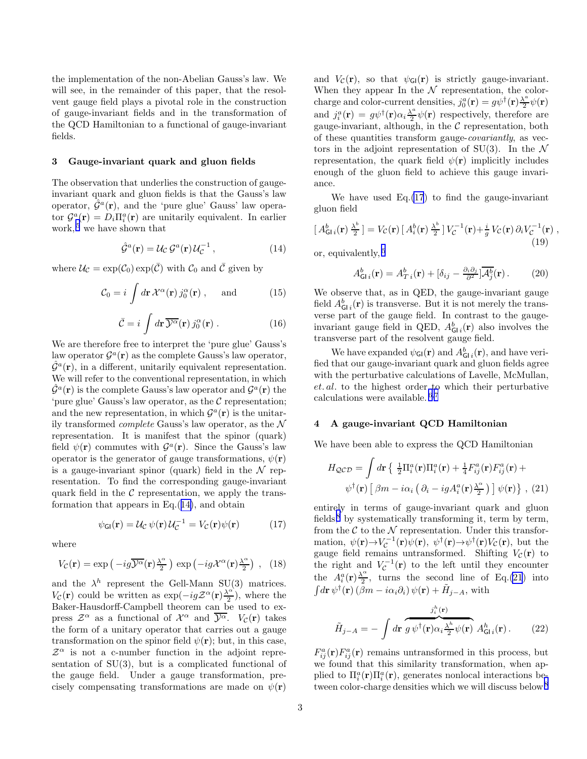the implementation of the non-Abelian Gauss's law. We will see, in the remainder of this paper, that the resolvent gauge field plays a pivotal role in the construction of gauge-invariant fields and in the transformation of the QCD Hamiltonian to a functional of gauge-invariant fields.

## 3 Gauge-invariant quark and gluon fields

The observation that underlies the construction of gauge-invariant quark and gluon fields is that the Gauss's law operator, $\hat{\mathcal{G}}^a(\mathbf{r})$, and the 'pure glue' Gauss' law operator $\mathcal{G}^a(\mathbf{r}) = D_i\Pi_i^a(\mathbf{r})$ are unitarily equivalent. In earlier work,[3] we have shown that

$$\hat{\mathcal{G}}^a(\mathbf{r}) = \mathcal{U}_\mathcal{C}\,\mathcal{G}^a(\mathbf{r})\,\mathcal{U}_\mathcal{C}^{-1}\,, \tag{14}$$

where $\mathcal{U}_\mathcal{C} = \exp(\mathcal{C}_0)\exp(\bar{\mathcal{C}})$ with $\mathcal{C}_0$ and $\bar{\mathcal{C}}$ given by

$$\mathcal{C}_0 = i\int d\mathbf{r}\,\mathcal{X}^\alpha(\mathbf{r})\,j_0^\alpha(\mathbf{r})\,, \quad \text{and} \tag{15}$$

$$\bar{\mathcal{C}} = i\int d\mathbf{r}\,\overline{\mathcal{Y}^\alpha}(\mathbf{r})\,j_0^\alpha(\mathbf{r})\,. \tag{16}$$

We are therefore free to interpret the 'pure glue' Gauss's law operator $\mathcal{G}^a(\mathbf{r})$ as the complete Gauss's law operator, $\hat{\mathcal{G}}^a(\mathbf{r})$, in a different, unitarily equivalent representation. We will refer to the conventional representation, in which $\hat{\mathcal{G}}^a(\mathbf{r})$ is the complete Gauss's law operator and $\mathcal{G}^a(\mathbf{r})$ the 'pure glue' Gauss's law operator, as the $\mathcal{C}$ representation; and the new representation, in which $\mathcal{G}^a(\mathbf{r})$ is the unitarily transformed *complete* Gauss's law operator, as the $\mathcal{N}$ representation. It is manifest that the spinor (quark) field $\psi(\mathbf{r})$ commutes with $\mathcal{G}^a(\mathbf{r})$. Since the Gauss's law operator is the generator of gauge transformations, $\psi(\mathbf{r})$ is a gauge-invariant spinor (quark) field in the $\mathcal{N}$ representation. To find the corresponding gauge-invariant quark field in the $\mathcal{C}$ representation, we apply the transformation that appears in Eq.(14), and obtain

$$\psi_{\mathsf{GI}}(\mathbf{r}) = \mathcal{U}_\mathcal{C}\,\psi(\mathbf{r})\,\mathcal{U}_\mathcal{C}^{-1} = V_\mathcal{C}(\mathbf{r})\psi(\mathbf{r}) \tag{17}$$

where

$$V_\mathcal{C}(\mathbf{r}) = \exp\left(-ig\overline{\mathcal{Y}^\alpha}(\mathbf{r})\tfrac{\lambda^\alpha}{2}\right)\exp\left(-ig\mathcal{X}^\alpha(\mathbf{r})\tfrac{\lambda^\alpha}{2}\right)\,, \tag{18}$$

and the $\lambda^h$ represent the Gell-Mann SU(3) matrices. $V_\mathcal{C}(\mathbf{r})$ could be written as $\exp(-ig\mathcal{Z}^\alpha(\mathbf{r})\frac{\lambda^\alpha}{2})$, where the Baker-Hausdorff-Campbell theorem can be used to express $\mathcal{Z}^\alpha$ as a functional of $\mathcal{X}^\alpha$ and $\overline{\mathcal{Y}^\alpha}$. $V_\mathcal{C}(\mathbf{r})$ takes the form of a unitary operator that carries out a gauge transformation on the spinor field $\psi(\mathbf{r})$; but, in this case, $\mathcal{Z}^\alpha$ is not a c-number function in the adjoint representation of SU(3), but is a complicated functional of the gauge field. Under a gauge transformation, precisely compensating transformations are made on $\psi(\mathbf{r})$ and $V_\mathcal{C}(\mathbf{r})$, so that $\psi_{\mathsf{GI}}(\mathbf{r})$ is strictly gauge-invariant. When they appear In the $\mathcal{N}$ representation, the color-charge and color-current densities, $j_0^a(\mathbf{r}) = g\psi^\dagger(\mathbf{r})\frac{\lambda^a}{2}\psi(\mathbf{r})$ and $j_i^a(\mathbf{r}) = g\psi^\dagger(\mathbf{r})\alpha_i\frac{\lambda^a}{2}\psi(\mathbf{r})$ respectively, therefore are gauge-invariant, although, in the $\mathcal{C}$ representation, both of these quantities transform gauge-*covariantly*, as vectors in the adjoint representation of SU(3). In the $\mathcal{N}$ representation, the quark field $\psi(\mathbf{r})$ implicitly includes enough of the gluon field to achieve this gauge invariance.

We have used Eq.(17) to find the gauge-invariant gluon field

$$[\,A_{\mathsf{GI}\,i}^b(\mathbf{r})\,\tfrac{\lambda^b}{2}\,] = V_\mathcal{C}(\mathbf{r})\,[\,A_i^b(\mathbf{r})\,\tfrac{\lambda^b}{2}\,]\,V_\mathcal{C}^{-1}(\mathbf{r}) + \tfrac{i}{g}\,V_\mathcal{C}(\mathbf{r})\,\partial_i V_\mathcal{C}^{-1}(\mathbf{r})\,, \tag{19}$$

or, equivalently,[3]

$$A_{\mathsf{GI}\,i}^b(\mathbf{r}) = A_{T\,i}^b(\mathbf{r}) + [\delta_{ij} - \tfrac{\partial_i\partial_j}{\partial^2}]\overline{\mathcal{A}_j^b}(\mathbf{r})\,. \tag{20}$$

We observe that, as in QED, the gauge-invariant gauge field $A_{\mathsf{GI}\,i}^b(\mathbf{r})$ is transverse. But it is not merely the transverse part of the gauge field. In contrast to the gauge-invariant gauge field in QED, $A_{\mathsf{GI}\,i}^b(\mathbf{r})$ also involves the transverse part of the resolvent gauge field.

We have expanded $\psi_{\mathsf{GI}}(\mathbf{r})$ and $A_{\mathsf{GI}\,i}^b(\mathbf{r})$, and have verified that our gauge-invariant quark and gluon fields agree with the perturbative calculations of Lavelle, McMullan, *et. al.* to the highest order to which their perturbative calculations were available.[6,7]

## 4 A gauge-invariant QCD Hamiltonian

We have been able to express the QCD Hamiltonian

$$H_{\mathcal{QCD}} = \int d\mathbf{r}\,\big\{\,\tfrac{1}{2}\Pi_i^a(\mathbf{r})\Pi_i^a(\mathbf{r}) + \tfrac{1}{4}F_{ij}^a(\mathbf{r})F_{ij}^a(\mathbf{r}) + \psi^\dagger(\mathbf{r})\,[\,\beta m - i\alpha_i\,(\,\partial_i - igA_i^a(\mathbf{r})\tfrac{\lambda^\alpha}{2}\,)\,]\,\psi(\mathbf{r})\big\}\,, \tag{21}$$

entirely in terms of gauge-invariant quark and gluon fields[8] by systematically transforming it, term by term, from the $\mathcal{C}$ to the $\mathcal{N}$ representation. Under this transformation, $\psi(\mathbf{r})\rightarrow V_\mathcal{C}^{-1}(\mathbf{r})\psi(\mathbf{r})$, $\psi^\dagger(\mathbf{r})\rightarrow\psi^\dagger(\mathbf{r})V_\mathcal{C}(\mathbf{r})$, but the gauge field remains untransformed. Shifting $V_\mathcal{C}(\mathbf{r})$ to the right and $V_\mathcal{C}^{-1}(\mathbf{r})$ to the left until they encounter the $A_i^a(\mathbf{r})\frac{\lambda^\alpha}{2}$, turns the second line of Eq.(21) into $\int d\mathbf{r}\,\psi^\dagger(\mathbf{r})\,(\beta m - i\alpha_i\partial_i)\,\psi(\mathbf{r}) + \tilde{H}_{j-A}$, with

$$\tilde{H}_{j-A} = -\int d\mathbf{r}\,\overbrace{g\,\psi^\dagger(\mathbf{r})\alpha_i\tfrac{\lambda^h}{2}\psi(\mathbf{r})}^{j_i^h(\mathbf{r})}\,A_{\mathsf{GI}\,i}^h(\mathbf{r})\,. \tag{22}$$

$F_{ij}^a(\mathbf{r})F_{ij}^a(\mathbf{r})$ remains untransformed in this process, but we found that this similarity transformation, when applied to $\Pi_i^a(\mathbf{r})\Pi_i^a(\mathbf{r})$, generates nonlocal interactions between color-charge densities which we will discuss below.[8]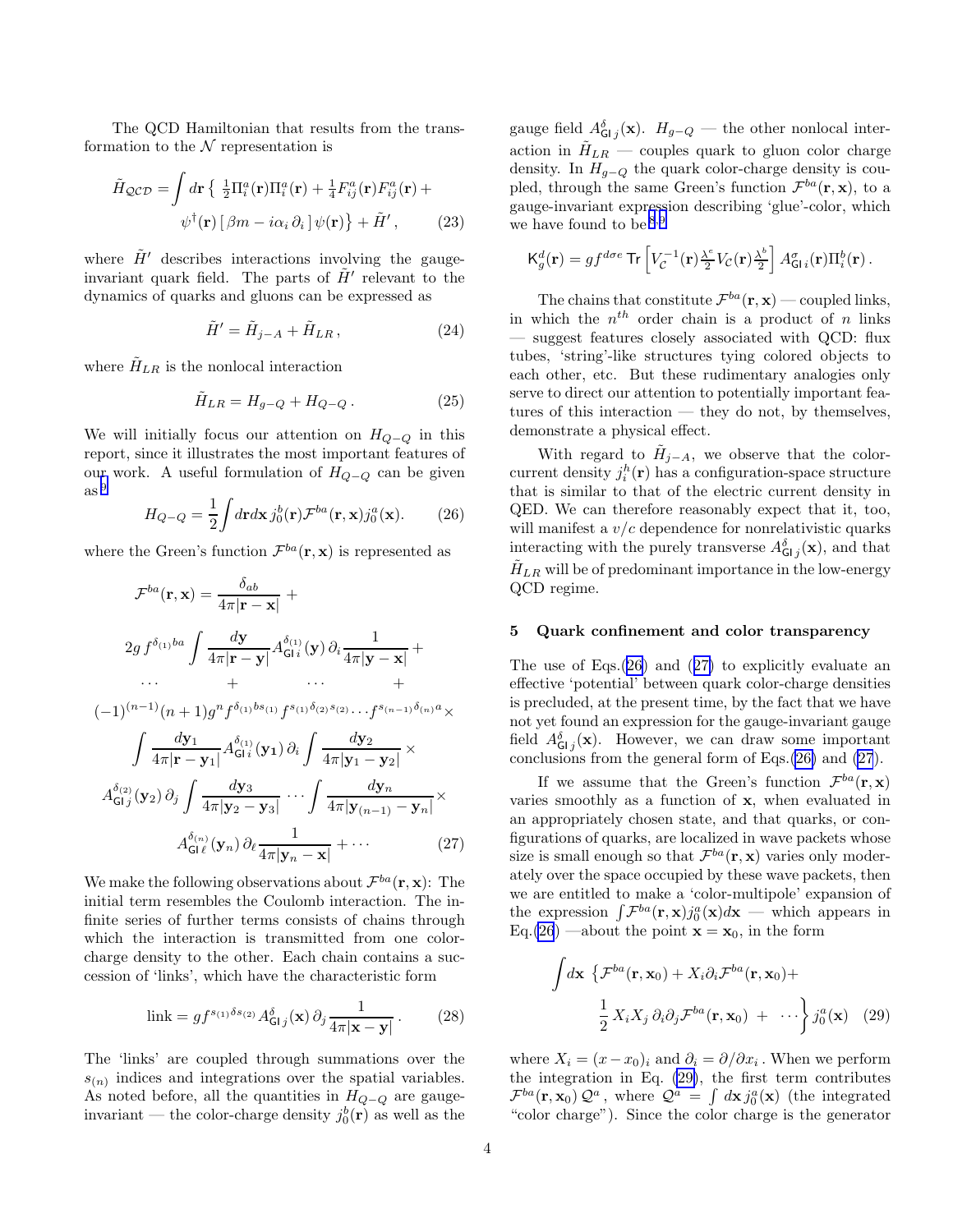The QCD Hamiltonian that results from the transformation to the $\mathcal{N}$ representation is

$$\tilde{H}_{\mathcal{QCD}} = \int d\mathbf{r} \left\{ \tfrac{1}{2}\Pi_i^a(\mathbf{r})\Pi_i^a(\mathbf{r}) + \tfrac{1}{4}F_{ij}^a(\mathbf{r})F_{ij}^a(\mathbf{r}) + \psi^\dagger(\mathbf{r})\left[\beta m - i\alpha_i\,\partial_i\right]\psi(\mathbf{r})\right\} + \tilde{H}' \,, \tag{23}$$

where $\tilde{H}'$ describes interactions involving the gauge-invariant quark field. The parts of $\tilde{H}'$ relevant to the dynamics of quarks and gluons can be expressed as

$$\tilde{H}' = \tilde{H}_{j-A} + \tilde{H}_{LR} \,, \tag{24}$$

where $\tilde{H}_{LR}$ is the nonlocal interaction

$$\tilde{H}_{LR} = H_{g-Q} + H_{Q-Q} \,. \tag{25}$$

We will initially focus our attention on $H_{Q-Q}$ in this report, since it illustrates the most important features of our work. A useful formulation of $H_{Q-Q}$ can be given as[2]

$$H_{Q-Q} = \frac{1}{2}\int d\mathbf{r}d\mathbf{x}\, j_0^b(\mathbf{r})\mathcal{F}^{ba}(\mathbf{r},\mathbf{x})j_0^a(\mathbf{x}). \tag{26}$$

where the Green's function $\mathcal{F}^{ba}(\mathbf{r},\mathbf{x})$ is represented as

$$\begin{aligned}
\mathcal{F}^{ba}(\mathbf{r},\mathbf{x}) &= \frac{\delta_{ab}}{4\pi|\mathbf{r}-\mathbf{x}|} + \\
&2g\, f^{\delta_{(1)}ba}\int \frac{d\mathbf{y}}{4\pi|\mathbf{r}-\mathbf{y}|}A_{\mathsf{GI}\,i}^{\delta_{(1)}}(\mathbf{y})\,\partial_i \frac{1}{4\pi|\mathbf{y}-\mathbf{x}|} + \\
&\cdots \quad + \quad \cdots \quad + \\
&(-1)^{(n-1)}(n+1)g^n f^{\delta_{(1)}bs_{(1)}} f^{s_{(1)}\delta_{(2)}s_{(2)}}\cdots f^{s_{(n-1)}\delta_{(n)}a}\times \\
&\int \frac{d\mathbf{y}_1}{4\pi|\mathbf{r}-\mathbf{y}_1|}A_{\mathsf{GI}\,i}^{\delta_{(1)}}(\mathbf{y_1})\,\partial_i \int \frac{d\mathbf{y}_2}{4\pi|\mathbf{y}_1-\mathbf{y}_2|}\times \\
&A_{\mathsf{GI}\,j}^{\delta_{(2)}}(\mathbf{y}_2)\,\partial_j \int \frac{d\mathbf{y}_3}{4\pi|\mathbf{y}_2-\mathbf{y}_3|}\cdots\int \frac{d\mathbf{y}_n}{4\pi|\mathbf{y}_{(n-1)}-\mathbf{y}_n|}\times \\
&A_{\mathsf{GI}\,\ell}^{\delta_{(n)}}(\mathbf{y}_n)\,\partial_\ell \frac{1}{4\pi|\mathbf{y}_n-\mathbf{x}|} + \cdots
\end{aligned} \tag{27}$$

We make the following observations about $\mathcal{F}^{ba}(\mathbf{r},\mathbf{x})$: The initial term resembles the Coulomb interaction. The infinite series of further terms consists of chains through which the interaction is transmitted from one color-charge density to the other. Each chain contains a succession of 'links', which have the characteristic form

$$\text{link} = gf^{s_{(1)}\delta s_{(2)}}A_{\mathsf{GI}\,j}^{\delta}(\mathbf{x})\,\partial_j \frac{1}{4\pi|\mathbf{x}-\mathbf{y}|}\,. \tag{28}$$

The 'links' are coupled through summations over the $s_{(n)}$ indices and integrations over the spatial variables. As noted before, all the quantities in $H_{Q-Q}$ are gauge-invariant — the color-charge density $j_0^b(\mathbf{r})$ as well as the gauge field $A_{\mathsf{GI}\,j}^{\delta}(\mathbf{x})$. $H_{g-Q}$ — the other nonlocal interaction in $\tilde{H}_{LR}$ — couples quark to gluon color charge density. In $H_{g-Q}$ the quark color-charge density is coupled, through the same Green's function $\mathcal{F}^{ba}(\mathbf{r},\mathbf{x})$, to a gauge-invariant expression describing 'glue'-color, which we have found to be[8,9]

$$\mathsf{K}_g^d(\mathbf{r}) = gf^{d\sigma e}\,\mathsf{Tr}\left[V_{\mathcal{C}}^{-1}(\mathbf{r})\tfrac{\lambda^e}{2}V_{\mathcal{C}}(\mathbf{r})\tfrac{\lambda^b}{2}\right]A_{\mathsf{GI}\,i}^{\sigma}(\mathbf{r})\Pi_i^b(\mathbf{r})\,.$$

The chains that constitute $\mathcal{F}^{ba}(\mathbf{r},\mathbf{x})$ — coupled links, in which the $n^{th}$ order chain is a product of $n$ links — suggest features closely associated with QCD: flux tubes, 'string'-like structures tying colored objects to each other, etc. But these rudimentary analogies only serve to direct our attention to potentially important features of this interaction — they do not, by themselves, demonstrate a physical effect.

With regard to $\tilde{H}_{j-A}$, we observe that the color-current density $j_i^h(\mathbf{r})$ has a configuration-space structure that is similar to that of the electric current density in QED. We can therefore reasonably expect that it, too, will manifest a $v/c$ dependence for nonrelativistic quarks interacting with the purely transverse $A_{\mathsf{GI}\,j}^{\delta}(\mathbf{x})$, and that $\tilde{H}_{LR}$ will be of predominant importance in the low-energy QCD regime.

## 5 Quark confinement and color transparency

The use of Eqs.(26) and (27) to explicitly evaluate an effective 'potential' between quark color-charge densities is precluded, at the present time, by the fact that we have not yet found an expression for the gauge-invariant gauge field $A_{\mathsf{GI}\,j}^{\delta}(\mathbf{x})$. However, we can draw some important conclusions from the general form of Eqs.(26) and (27).

If we assume that the Green's function $\mathcal{F}^{ba}(\mathbf{r},\mathbf{x})$ varies smoothly as a function of $\mathbf{x}$, when evaluated in an appropriately chosen state, and that quarks, or configurations of quarks, are localized in wave packets whose size is small enough so that $\mathcal{F}^{ba}(\mathbf{r},\mathbf{x})$ varies only moderately over the space occupied by these wave packets, then we are entitled to make a 'color-multipole' expansion of the expression $\int \mathcal{F}^{ba}(\mathbf{r},\mathbf{x})j_0^a(\mathbf{x})d\mathbf{x}$ — which appears in Eq.(26) —about the point $\mathbf{x}=\mathbf{x}_0$, in the form

$$\int d\mathbf{x}\,\left\{\mathcal{F}^{ba}(\mathbf{r},\mathbf{x}_0) + X_i\partial_i\mathcal{F}^{ba}(\mathbf{r},\mathbf{x}_0) + \frac{1}{2}\,X_iX_j\,\partial_i\partial_j\mathcal{F}^{ba}(\mathbf{r},\mathbf{x}_0) \;+\; \cdots\right\}j_0^a(\mathbf{x}) \tag{29}$$

where $X_i = (x-x_0)_i$ and $\partial_i = \partial/\partial x_i$. When we perform the integration in Eq. (29), the first term contributes $\mathcal{F}^{ba}(\mathbf{r},\mathbf{x}_0)\,\mathcal{Q}^a$, where $\mathcal{Q}^a = \int d\mathbf{x}\,j_0^a(\mathbf{x})$ (the integrated "color charge"). Since the color charge is the generator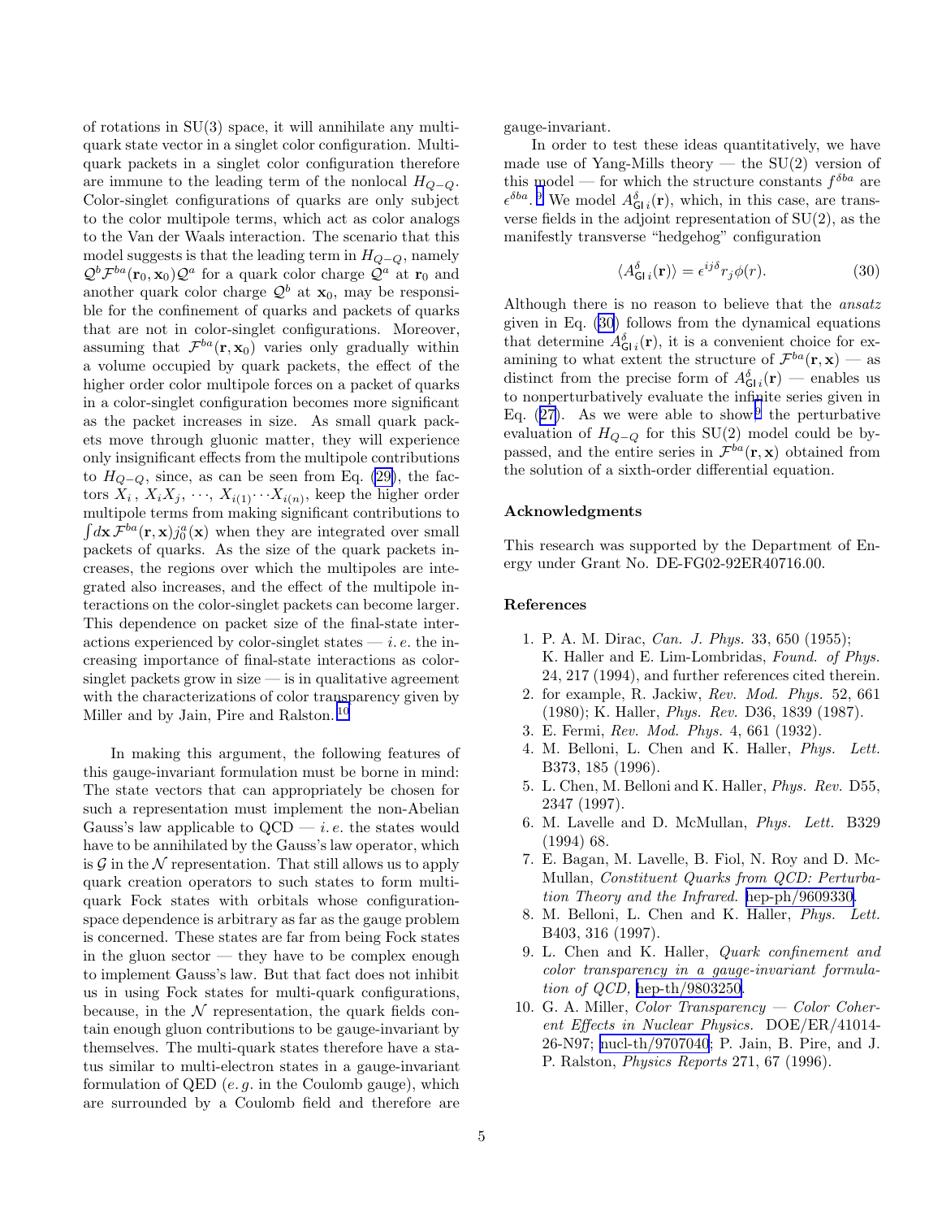of rotations in SU(3) space, it will annihilate any multi-quark state vector in a singlet color configuration. Multi-quark packets in a singlet color configuration therefore are immune to the leading term of the nonlocal $H_{Q-Q}$. Color-singlet configurations of quarks are only subject to the color multipole terms, which act as color analogs to the Van der Waals interaction. The scenario that this model suggests is that the leading term in $H_{Q-Q}$, namely $\mathcal{Q}^b\mathcal{F}^{ba}(\mathbf{r}_0,\mathbf{x}_0)\mathcal{Q}^a$ for a quark color charge $\mathcal{Q}^a$ at $\mathbf{r}_0$ and another quark color charge $\mathcal{Q}^b$ at $\mathbf{x}_0$, may be responsible for the confinement of quarks and packets of quarks that are not in color-singlet configurations. Moreover, assuming that $\mathcal{F}^{ba}(\mathbf{r},\mathbf{x}_0)$ varies only gradually within a volume occupied by quark packets, the effect of the higher order color multipole forces on a packet of quarks in a color-singlet configuration becomes more significant as the packet increases in size. As small quark packets move through gluonic matter, they will experience only insignificant effects from the multipole contributions to $H_{Q-Q}$, since, as can be seen from Eq. (29), the factors $X_i$, $X_iX_j$, $\cdots$, $X_{i(1)}\cdots X_{i(n)}$, keep the higher order multipole terms from making significant contributions to $\int d\mathbf{x}\,\mathcal{F}^{ba}(\mathbf{r},\mathbf{x})j_0^a(\mathbf{x})$ when they are integrated over small packets of quarks. As the size of the quark packets increases, the regions over which the multipoles are integrated also increases, and the effect of the multipole interactions on the color-singlet packets can become larger. This dependence on packet size of the final-state interactions experienced by color-singlet states — *i.e.* the increasing importance of final-state interactions as color-singlet packets grow in size — is in qualitative agreement with the characterizations of color transparency given by Miller and by Jain, Pire and Ralston.[10]

In making this argument, the following features of this gauge-invariant formulation must be borne in mind: The state vectors that can appropriately be chosen for such a representation must implement the non-Abelian Gauss's law applicable to QCD — *i.e.* the states would have to be annihilated by the Gauss's law operator, which is $\mathcal{G}$ in the $\mathcal{N}$ representation. That still allows us to apply quark creation operators to such states to form multi-quark Fock states with orbitals whose configuration-space dependence is arbitrary as far as the gauge problem is concerned. These states are far from being Fock states in the gluon sector — they have to be complex enough to implement Gauss's law. But that fact does not inhibit us in using Fock states for multi-quark configurations, because, in the $\mathcal{N}$ representation, the quark fields contain enough gluon contributions to be gauge-invariant by themselves. The multi-quark states therefore have a status similar to multi-electron states in a gauge-invariant formulation of QED (*e.g.* in the Coulomb gauge), which are surrounded by a Coulomb field and therefore are gauge-invariant.

In order to test these ideas quantitatively, we have made use of Yang-Mills theory — the SU(2) version of this model — for which the structure constants $f^{\delta ba}$ are $\epsilon^{\delta ba}$.[9] We model $A^{\delta}_{\mathsf{GI}\,i}(\mathbf{r})$, which, in this case, are transverse fields in the adjoint representation of SU(2), as the manifestly transverse "hedgehog" configuration

$$\langle A^{\delta}_{\mathsf{GI}\,i}(\mathbf{r})\rangle = \epsilon^{ij\delta}r_j\phi(r). \tag{30}$$

Although there is no reason to believe that the *ansatz* given in Eq. (30) follows from the dynamical equations that determine $A^{\delta}_{\mathsf{GI}\,i}(\mathbf{r})$, it is a convenient choice for examining to what extent the structure of $\mathcal{F}^{ba}(\mathbf{r},\mathbf{x})$ — as distinct from the precise form of $A^{\delta}_{\mathsf{GI}\,i}(\mathbf{r})$ — enables us to nonperturbatively evaluate the infinite series given in Eq. (27). As we were able to show[9] the perturbative evaluation of $H_{Q-Q}$ for this SU(2) model could be bypassed, and the entire series in $\mathcal{F}^{ba}(\mathbf{r},\mathbf{x})$ obtained from the solution of a sixth-order differential equation.

## Acknowledgments

This research was supported by the Department of Energy under Grant No. DE-FG02-92ER40716.00.

## References

1. P. A. M. Dirac, *Can. J. Phys.* 33, 650 (1955); K. Haller and E. Lim-Lombridas, *Found. of Phys.* 24, 217 (1994), and further references cited therein.
2. for example, R. Jackiw, *Rev. Mod. Phys.* 52, 661 (1980); K. Haller, *Phys. Rev.* D36, 1839 (1987).
3. E. Fermi, *Rev. Mod. Phys.* 4, 661 (1932).
4. M. Belloni, L. Chen and K. Haller, *Phys. Lett.* B373, 185 (1996).
5. L. Chen, M. Belloni and K. Haller, *Phys. Rev.* D55, 2347 (1997).
6. M. Lavelle and D. McMullan, *Phys. Lett.* B329 (1994) 68.
7. E. Bagan, M. Lavelle, B. Fiol, N. Roy and D. McMullan, *Constituent Quarks from QCD: Perturbation Theory and the Infrared.* hep-ph/9609330.
8. M. Belloni, L. Chen and K. Haller, *Phys. Lett.* B403, 316 (1997).
9. L. Chen and K. Haller, *Quark confinement and color transparency in a gauge-invariant formulation of QCD,* hep-th/9803250.
10. G. A. Miller, *Color Transparency — Color Coherent Effects in Nuclear Physics.* DOE/ER/41014-26-N97; nucl-th/9707040; P. Jain, B. Pire, and J. P. Ralston, *Physics Reports* 271, 67 (1996).